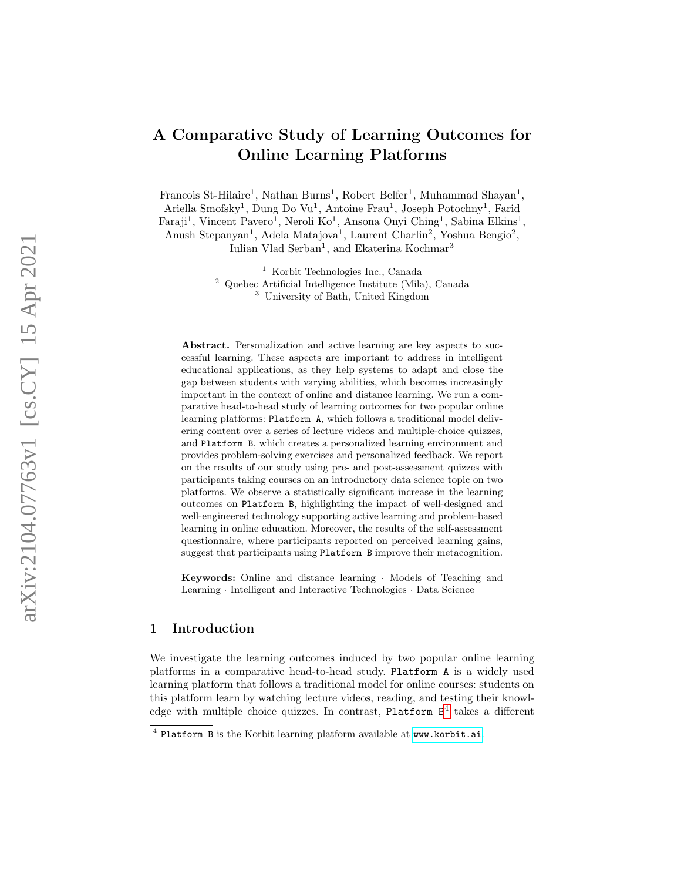# A Comparative Study of Learning Outcomes for Online Learning Platforms

Francois St-Hilaire[1], Nathan Burns[1], Robert Belfer[1], Muhammad Shayan[1], Ariella Smofsky[1], Dung Do Vu[1], Antoine Frau[1], Joseph Potochny[1], Farid Faraji[1], Vincent Pavero[1], Neroli Ko[1], Ansona Onyi Ching[1], Sabina Elkins[1], Anush Stepanyan[1], Adela Matajova[1], Laurent Charlin[2], Yoshua Bengio[2], Iulian Vlad Serban[1], and Ekaterina Kochmar[3]

[1] Korbit Technologies Inc., Canada
[2] Quebec Artificial Intelligence Institute (Mila), Canada
[3] University of Bath, United Kingdom

**Abstract.** Personalization and active learning are key aspects to successful learning. These aspects are important to address in intelligent educational applications, as they help systems to adapt and close the gap between students with varying abilities, which becomes increasingly important in the context of online and distance learning. We run a comparative head-to-head study of learning outcomes for two popular online learning platforms: `Platform A`, which follows a traditional model delivering content over a series of lecture videos and multiple-choice quizzes, and `Platform B`, which creates a personalized learning environment and provides problem-solving exercises and personalized feedback. We report on the results of our study using pre- and post-assessment quizzes with participants taking courses on an introductory data science topic on two platforms. We observe a statistically significant increase in the learning outcomes on `Platform B`, highlighting the impact of well-designed and well-engineered technology supporting active learning and problem-based learning in online education. Moreover, the results of the self-assessment questionnaire, where participants reported on perceived learning gains, suggest that participants using `Platform B` improve their metacognition.

**Keywords:** Online and distance learning · Models of Teaching and Learning · Intelligent and Interactive Technologies · Data Science

## 1 Introduction

We investigate the learning outcomes induced by two popular online learning platforms in a comparative head-to-head study. `Platform A` is a widely used learning platform that follows a traditional model for online courses: students on this platform learn by watching lecture videos, reading, and testing their knowledge with multiple choice quizzes. In contrast, `Platform B`[4] takes a different

[4] `Platform B` is the Korbit learning platform available at `www.korbit.ai`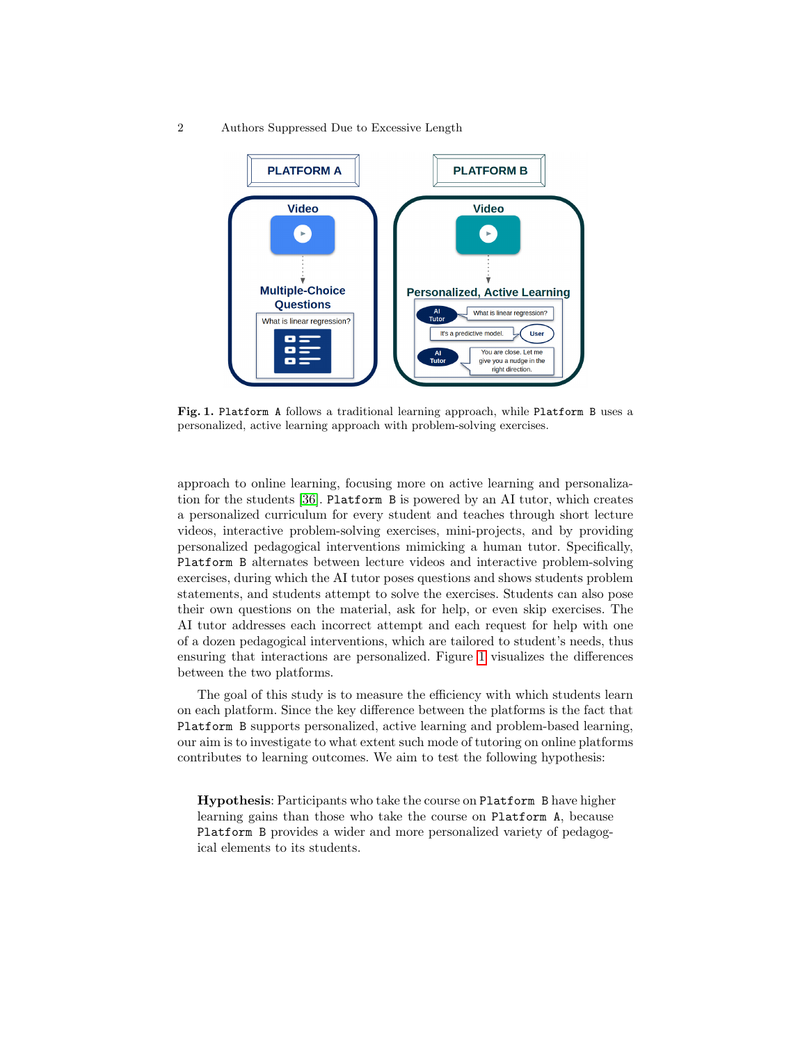**Fig. 1.** Platform A follows a traditional learning approach, while Platform B uses a personalized, active learning approach with problem-solving exercises.

approach to online learning, focusing more on active learning and personalization for the students [36]. Platform B is powered by an AI tutor, which creates a personalized curriculum for every student and teaches through short lecture videos, interactive problem-solving exercises, mini-projects, and by providing personalized pedagogical interventions mimicking a human tutor. Specifically, Platform B alternates between lecture videos and interactive problem-solving exercises, during which the AI tutor poses questions and shows students problem statements, and students attempt to solve the exercises. Students can also pose their own questions on the material, ask for help, or even skip exercises. The AI tutor addresses each incorrect attempt and each request for help with one of a dozen pedagogical interventions, which are tailored to student's needs, thus ensuring that interactions are personalized. Figure 1 visualizes the differences between the two platforms.

The goal of this study is to measure the efficiency with which students learn on each platform. Since the key difference between the platforms is the fact that Platform B supports personalized, active learning and problem-based learning, our aim is to investigate to what extent such mode of tutoring on online platforms contributes to learning outcomes. We aim to test the following hypothesis:

> **Hypothesis**: Participants who take the course on Platform B have higher learning gains than those who take the course on Platform A, because Platform B provides a wider and more personalized variety of pedagogical elements to its students.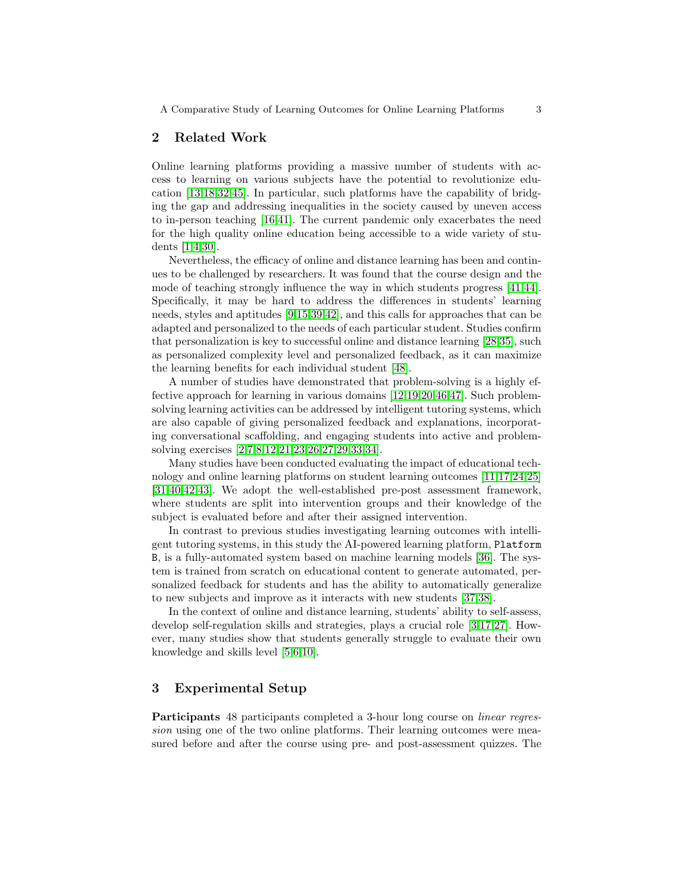## 2 Related Work

Online learning platforms providing a massive number of students with access to learning on various subjects have the potential to revolutionize education [13,18,32,45]. In particular, such platforms have the capability of bridging the gap and addressing inequalities in the society caused by uneven access to in-person teaching [16,41]. The current pandemic only exacerbates the need for the high quality online education being accessible to a wide variety of students [1,4,30].

Nevertheless, the efficacy of online and distance learning has been and continues to be challenged by researchers. It was found that the course design and the mode of teaching strongly influence the way in which students progress [41,44]. Specifically, it may be hard to address the differences in students' learning needs, styles and aptitudes [9,15,39,42], and this calls for approaches that can be adapted and personalized to the needs of each particular student. Studies confirm that personalization is key to successful online and distance learning [28,35], such as personalized complexity level and personalized feedback, as it can maximize the learning benefits for each individual student [48].

A number of studies have demonstrated that problem-solving is a highly effective approach for learning in various domains [12,19,20,46,47]. Such problem-solving learning activities can be addressed by intelligent tutoring systems, which are also capable of giving personalized feedback and explanations, incorporating conversational scaffolding, and engaging students into active and problem-solving exercises [2,7,8,12,21,23,26,27,29,33,34].

Many studies have been conducted evaluating the impact of educational technology and online learning platforms on student learning outcomes [11,17,24,25] [31,40,42,43]. We adopt the well-established pre-post assessment framework, where students are split into intervention groups and their knowledge of the subject is evaluated before and after their assigned intervention.

In contrast to previous studies investigating learning outcomes with intelligent tutoring systems, in this study the AI-powered learning platform, `Platform B`, is a fully-automated system based on machine learning models [36]. The system is trained from scratch on educational content to generate automated, personalized feedback for students and has the ability to automatically generalize to new subjects and improve as it interacts with new students [37,38].

In the context of online and distance learning, students' ability to self-assess, develop self-regulation skills and strategies, plays a crucial role [3,17,27]. However, many studies show that students generally struggle to evaluate their own knowledge and skills level [5,6,10].

## 3 Experimental Setup

**Participants** 48 participants completed a 3-hour long course on *linear regression* using one of the two online platforms. Their learning outcomes were measured before and after the course using pre- and post-assessment quizzes. The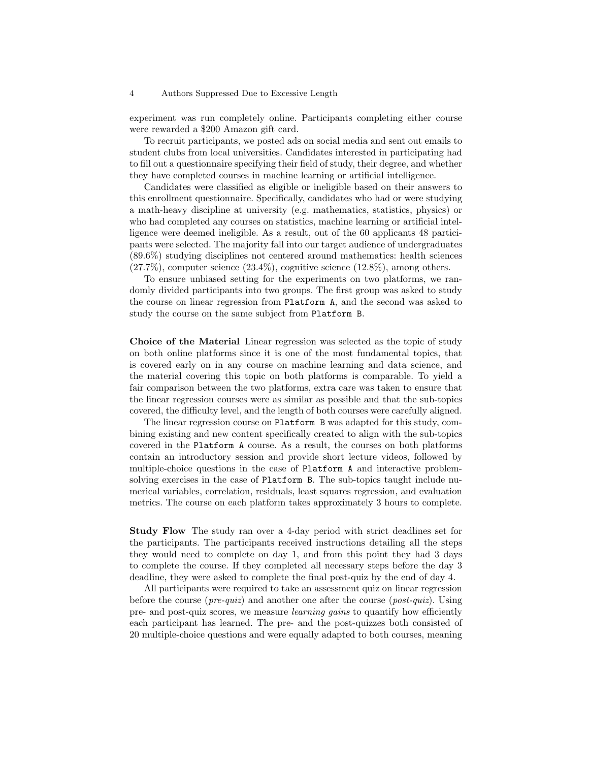experiment was run completely online. Participants completing either course were rewarded a $200 Amazon gift card.

To recruit participants, we posted ads on social media and sent out emails to student clubs from local universities. Candidates interested in participating had to fill out a questionnaire specifying their field of study, their degree, and whether they have completed courses in machine learning or artificial intelligence.

Candidates were classified as eligible or ineligible based on their answers to this enrollment questionnaire. Specifically, candidates who had or were studying a math-heavy discipline at university (e.g. mathematics, statistics, physics) or who had completed any courses on statistics, machine learning or artificial intelligence were deemed ineligible. As a result, out of the 60 applicants 48 participants were selected. The majority fall into our target audience of undergraduates (89.6%) studying disciplines not centered around mathematics: health sciences (27.7%), computer science (23.4%), cognitive science (12.8%), among others.

To ensure unbiased setting for the experiments on two platforms, we randomly divided participants into two groups. The first group was asked to study the course on linear regression from `Platform A`, and the second was asked to study the course on the same subject from `Platform B`.

**Choice of the Material** Linear regression was selected as the topic of study on both online platforms since it is one of the most fundamental topics, that is covered early on in any course on machine learning and data science, and the material covering this topic on both platforms is comparable. To yield a fair comparison between the two platforms, extra care was taken to ensure that the linear regression courses were as similar as possible and that the sub-topics covered, the difficulty level, and the length of both courses were carefully aligned.

The linear regression course on `Platform B` was adapted for this study, combining existing and new content specifically created to align with the sub-topics covered in the `Platform A` course. As a result, the courses on both platforms contain an introductory session and provide short lecture videos, followed by multiple-choice questions in the case of `Platform A` and interactive problem-solving exercises in the case of `Platform B`. The sub-topics taught include numerical variables, correlation, residuals, least squares regression, and evaluation metrics. The course on each platform takes approximately 3 hours to complete.

**Study Flow** The study ran over a 4-day period with strict deadlines set for the participants. The participants received instructions detailing all the steps they would need to complete on day 1, and from this point they had 3 days to complete the course. If they completed all necessary steps before the day 3 deadline, they were asked to complete the final post-quiz by the end of day 4.

All participants were required to take an assessment quiz on linear regression before the course (*pre-quiz*) and another one after the course (*post-quiz*). Using pre- and post-quiz scores, we measure *learning gains* to quantify how efficiently each participant has learned. The pre- and the post-quizzes both consisted of 20 multiple-choice questions and were equally adapted to both courses, meaning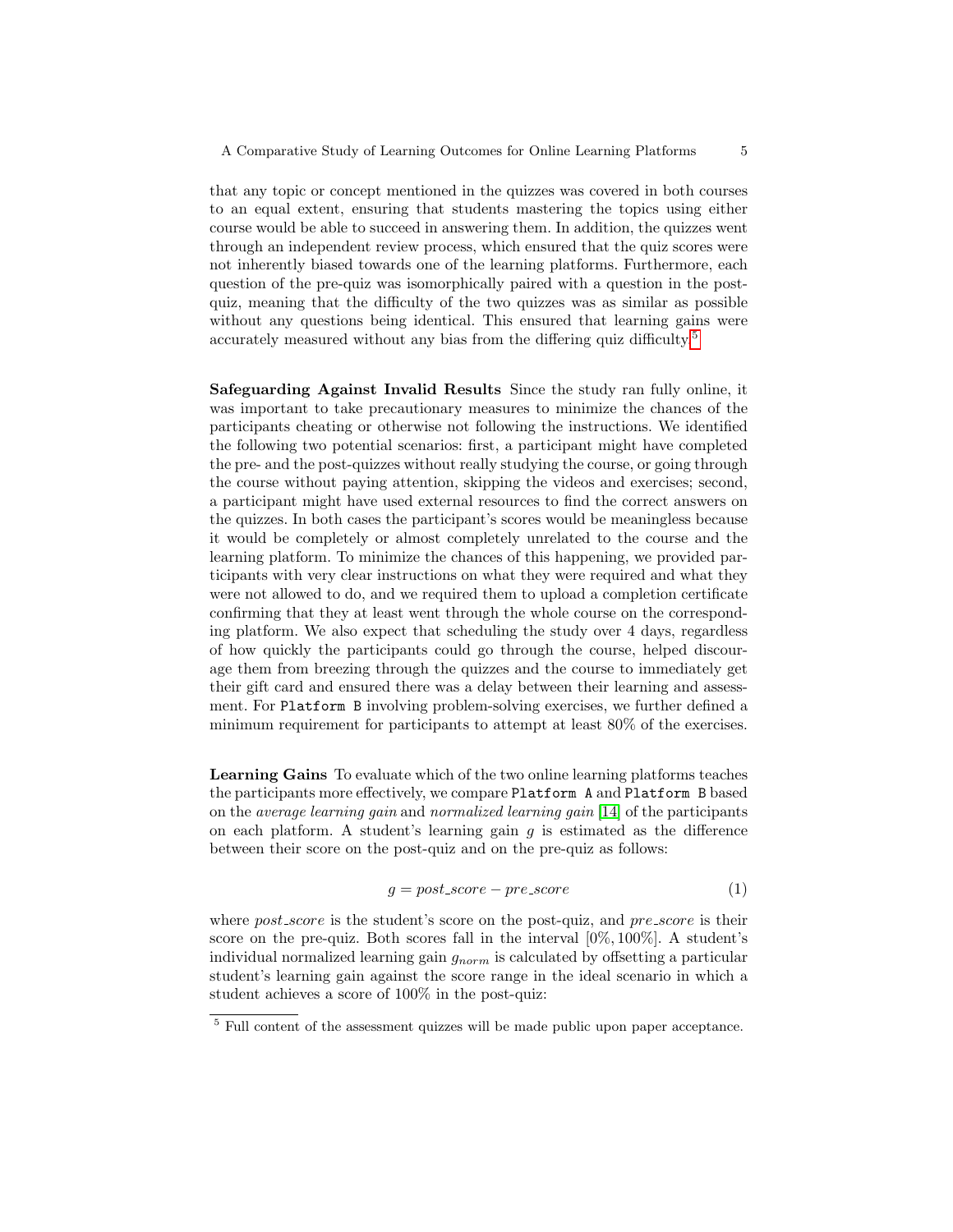that any topic or concept mentioned in the quizzes was covered in both courses to an equal extent, ensuring that students mastering the topics using either course would be able to succeed in answering them. In addition, the quizzes went through an independent review process, which ensured that the quiz scores were not inherently biased towards one of the learning platforms. Furthermore, each question of the pre-quiz was isomorphically paired with a question in the post-quiz, meaning that the difficulty of the two quizzes was as similar as possible without any questions being identical. This ensured that learning gains were accurately measured without any bias from the differing quiz difficulty.[5]

**Safeguarding Against Invalid Results** Since the study ran fully online, it was important to take precautionary measures to minimize the chances of the participants cheating or otherwise not following the instructions. We identified the following two potential scenarios: first, a participant might have completed the pre- and the post-quizzes without really studying the course, or going through the course without paying attention, skipping the videos and exercises; second, a participant might have used external resources to find the correct answers on the quizzes. In both cases the participant's scores would be meaningless because it would be completely or almost completely unrelated to the course and the learning platform. To minimize the chances of this happening, we provided participants with very clear instructions on what they were required and what they were not allowed to do, and we required them to upload a completion certificate confirming that they at least went through the whole course on the corresponding platform. We also expect that scheduling the study over 4 days, regardless of how quickly the participants could go through the course, helped discourage them from breezing through the quizzes and the course to immediately get their gift card and ensured there was a delay between their learning and assessment. For `Platform B` involving problem-solving exercises, we further defined a minimum requirement for participants to attempt at least 80% of the exercises.

**Learning Gains** To evaluate which of the two online learning platforms teaches the participants more effectively, we compare `Platform A` and `Platform B` based on the *average learning gain* and *normalized learning gain* [14] of the participants on each platform. A student's learning gain $g$ is estimated as the difference between their score on the post-quiz and on the pre-quiz as follows:

$$g = post\_score - pre\_score \tag{1}$$

where *post_score* is the student's score on the post-quiz, and *pre_score* is their score on the pre-quiz. Both scores fall in the interval $[0\%, 100\%]$. A student's individual normalized learning gain $g_{norm}$ is calculated by offsetting a particular student's learning gain against the score range in the ideal scenario in which a student achieves a score of 100% in the post-quiz:

[5] Full content of the assessment quizzes will be made public upon paper acceptance.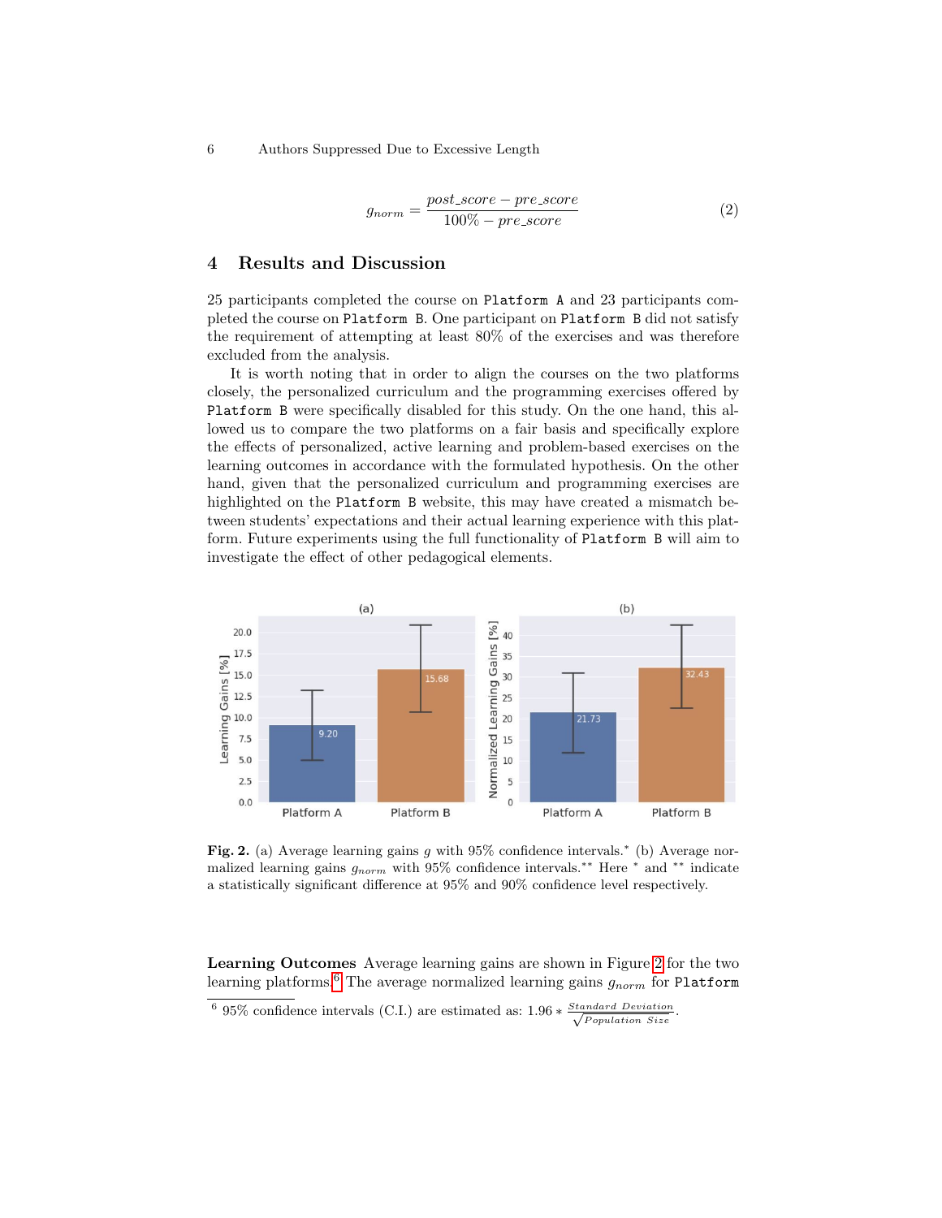$$g_{norm} = \frac{post\_score - pre\_score}{100\% - pre\_score} \quad (2)$$

## 4 Results and Discussion

25 participants completed the course on `Platform A` and 23 participants completed the course on `Platform B`. One participant on `Platform B` did not satisfy the requirement of attempting at least 80% of the exercises and was therefore excluded from the analysis.

It is worth noting that in order to align the courses on the two platforms closely, the personalized curriculum and the programming exercises offered by `Platform B` were specifically disabled for this study. On the one hand, this allowed us to compare the two platforms on a fair basis and specifically explore the effects of personalized, active learning and problem-based exercises on the learning outcomes in accordance with the formulated hypothesis. On the other hand, given that the personalized curriculum and programming exercises are highlighted on the `Platform B` website, this may have created a mismatch between students' expectations and their actual learning experience with this platform. Future experiments using the full functionality of `Platform B` will aim to investigate the effect of other pedagogical elements.

**Fig. 2.** (a) Average learning gains $g$ with 95% confidence intervals.* (b) Average normalized learning gains $g_{norm}$ with 95% confidence intervals.** Here * and ** indicate a statistically significant difference at 95% and 90% confidence level respectively.

**Learning Outcomes** Average learning gains are shown in Figure 2 for the two learning platforms.[6] The average normalized learning gains $g_{norm}$ for `Platform`

[6] 95% confidence intervals (C.I.) are estimated as: $1.96 * \frac{Standard\ Deviation}{\sqrt{Population\ Size}}$.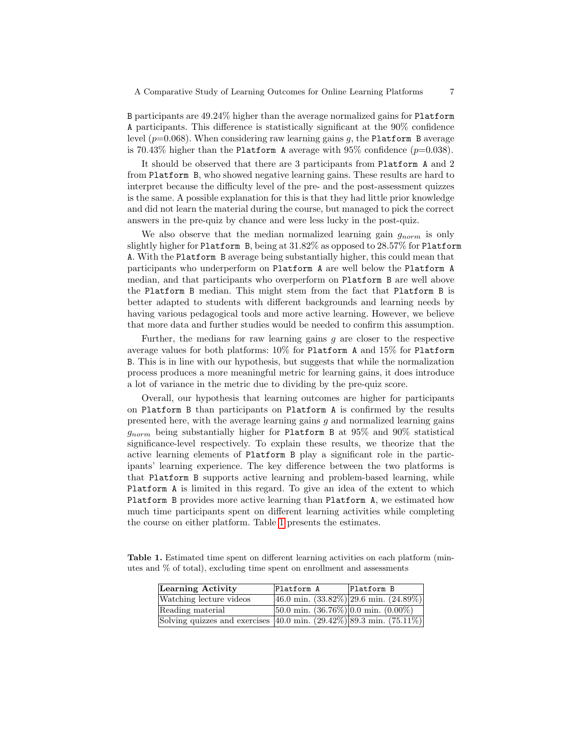B participants are 49.24% higher than the average normalized gains for Platform A participants. This difference is statistically significant at the 90% confidence level ($p$=0.068). When considering raw learning gains $g$, the Platform B average is 70.43% higher than the Platform A average with 95% confidence ($p$=0.038).

It should be observed that there are 3 participants from Platform A and 2 from Platform B, who showed negative learning gains. These results are hard to interpret because the difficulty level of the pre- and the post-assessment quizzes is the same. A possible explanation for this is that they had little prior knowledge and did not learn the material during the course, but managed to pick the correct answers in the pre-quiz by chance and were less lucky in the post-quiz.

We also observe that the median normalized learning gain $g_{norm}$ is only slightly higher for Platform B, being at 31.82% as opposed to 28.57% for Platform A. With the Platform B average being substantially higher, this could mean that participants who underperform on Platform A are well below the Platform A median, and that participants who overperform on Platform B are well above the Platform B median. This might stem from the fact that Platform B is better adapted to students with different backgrounds and learning needs by having various pedagogical tools and more active learning. However, we believe that more data and further studies would be needed to confirm this assumption.

Further, the medians for raw learning gains $g$ are closer to the respective average values for both platforms: 10% for Platform A and 15% for Platform B. This is in line with our hypothesis, but suggests that while the normalization process produces a more meaningful metric for learning gains, it does introduce a lot of variance in the metric due to dividing by the pre-quiz score.

Overall, our hypothesis that learning outcomes are higher for participants on Platform B than participants on Platform A is confirmed by the results presented here, with the average learning gains $g$ and normalized learning gains $g_{norm}$ being substantially higher for Platform B at 95% and 90% statistical significance-level respectively. To explain these results, we theorize that the active learning elements of Platform B play a significant role in the participants' learning experience. The key difference between the two platforms is that Platform B supports active learning and problem-based learning, while Platform A is limited in this regard. To give an idea of the extent to which Platform B provides more active learning than Platform A, we estimated how much time participants spent on different learning activities while completing the course on either platform. Table 1 presents the estimates.

**Table 1.** Estimated time spent on different learning activities on each platform (minutes and % of total), excluding time spent on enrollment and assessments

| Learning Activity | Platform A | Platform B |
|---|---|---|
| Watching lecture videos | 46.0 min. (33.82%) | 29.6 min. (24.89%) |
| Reading material | 50.0 min. (36.76%) | 0.0 min. (0.00%) |
| Solving quizzes and exercises | 40.0 min. (29.42%) | 89.3 min. (75.11%) |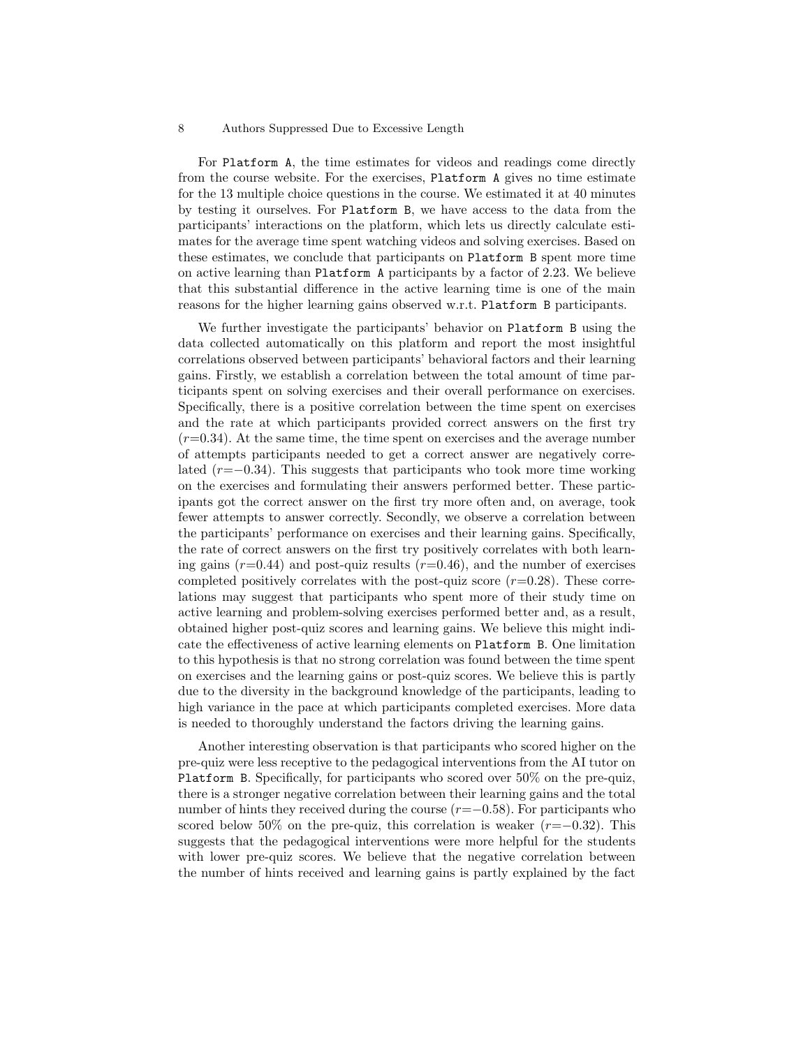For Platform A, the time estimates for videos and readings come directly from the course website. For the exercises, Platform A gives no time estimate for the 13 multiple choice questions in the course. We estimated it at 40 minutes by testing it ourselves. For Platform B, we have access to the data from the participants' interactions on the platform, which lets us directly calculate estimates for the average time spent watching videos and solving exercises. Based on these estimates, we conclude that participants on Platform B spent more time on active learning than Platform A participants by a factor of 2.23. We believe that this substantial difference in the active learning time is one of the main reasons for the higher learning gains observed w.r.t. Platform B participants.

We further investigate the participants' behavior on Platform B using the data collected automatically on this platform and report the most insightful correlations observed between participants' behavioral factors and their learning gains. Firstly, we establish a correlation between the total amount of time participants spent on solving exercises and their overall performance on exercises. Specifically, there is a positive correlation between the time spent on exercises and the rate at which participants provided correct answers on the first try ($r$=0.34). At the same time, the time spent on exercises and the average number of attempts participants needed to get a correct answer are negatively correlated ($r$=−0.34). This suggests that participants who took more time working on the exercises and formulating their answers performed better. These participants got the correct answer on the first try more often and, on average, took fewer attempts to answer correctly. Secondly, we observe a correlation between the participants' performance on exercises and their learning gains. Specifically, the rate of correct answers on the first try positively correlates with both learning gains ($r$=0.44) and post-quiz results ($r$=0.46), and the number of exercises completed positively correlates with the post-quiz score ($r$=0.28). These correlations may suggest that participants who spent more of their study time on active learning and problem-solving exercises performed better and, as a result, obtained higher post-quiz scores and learning gains. We believe this might indicate the effectiveness of active learning elements on Platform B. One limitation to this hypothesis is that no strong correlation was found between the time spent on exercises and the learning gains or post-quiz scores. We believe this is partly due to the diversity in the background knowledge of the participants, leading to high variance in the pace at which participants completed exercises. More data is needed to thoroughly understand the factors driving the learning gains.

Another interesting observation is that participants who scored higher on the pre-quiz were less receptive to the pedagogical interventions from the AI tutor on Platform B. Specifically, for participants who scored over 50% on the pre-quiz, there is a stronger negative correlation between their learning gains and the total number of hints they received during the course ($r$=−0.58). For participants who scored below 50% on the pre-quiz, this correlation is weaker ($r$=−0.32). This suggests that the pedagogical interventions were more helpful for the students with lower pre-quiz scores. We believe that the negative correlation between the number of hints received and learning gains is partly explained by the fact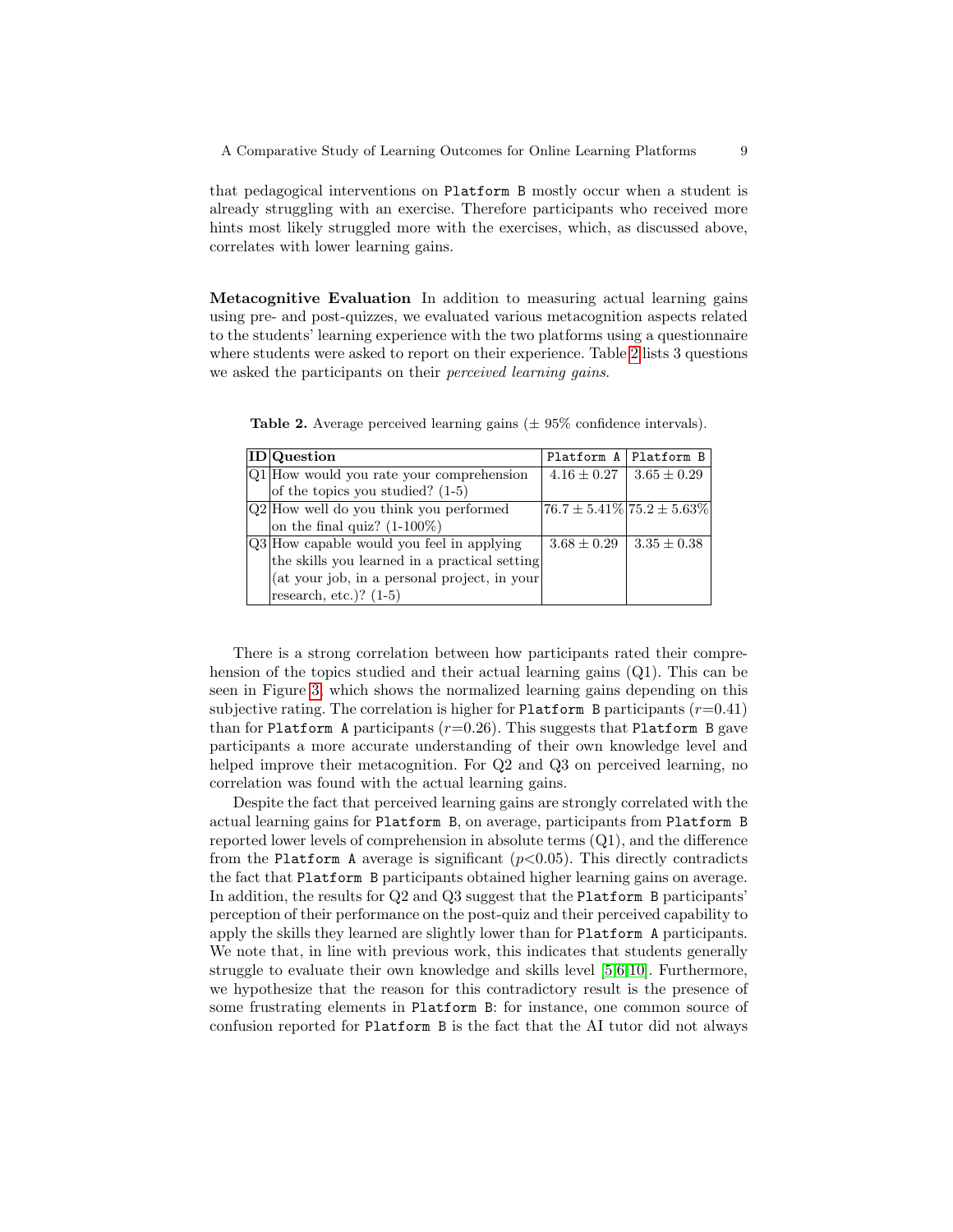that pedagogical interventions on `Platform B` mostly occur when a student is already struggling with an exercise. Therefore participants who received more hints most likely struggled more with the exercises, which, as discussed above, correlates with lower learning gains.

**Metacognitive Evaluation** In addition to measuring actual learning gains using pre- and post-quizzes, we evaluated various metacognition aspects related to the students' learning experience with the two platforms using a questionnaire where students were asked to report on their experience. Table 2 lists 3 questions we asked the participants on their *perceived learning gains*.

**Table 2.** Average perceived learning gains ($\pm$ 95% confidence intervals).

| ID | Question | `Platform A` | `Platform B` |
|---|---|---|---|
| Q1 | How would you rate your comprehension of the topics you studied? (1-5) | $4.16 \pm 0.27$ | $3.65 \pm 0.29$ |
| Q2 | How well do you think you performed on the final quiz? (1-100%) | $76.7 \pm 5.41\%$ | $75.2 \pm 5.63\%$ |
| Q3 | How capable would you feel in applying the skills you learned in a practical setting (at your job, in a personal project, in your research, etc.)? (1-5) | $3.68 \pm 0.29$ | $3.35 \pm 0.38$ |

There is a strong correlation between how participants rated their comprehension of the topics studied and their actual learning gains (Q1). This can be seen in Figure 3, which shows the normalized learning gains depending on this subjective rating. The correlation is higher for `Platform B` participants ($r$=0.41) than for `Platform A` participants ($r$=0.26). This suggests that `Platform B` gave participants a more accurate understanding of their own knowledge level and helped improve their metacognition. For Q2 and Q3 on perceived learning, no correlation was found with the actual learning gains.

Despite the fact that perceived learning gains are strongly correlated with the actual learning gains for `Platform B`, on average, participants from `Platform B` reported lower levels of comprehension in absolute terms (Q1), and the difference from the `Platform A` average is significant ($p$<0.05). This directly contradicts the fact that `Platform B` participants obtained higher learning gains on average. In addition, the results for Q2 and Q3 suggest that the `Platform B` participants' perception of their performance on the post-quiz and their perceived capability to apply the skills they learned are slightly lower than for `Platform A` participants. We note that, in line with previous work, this indicates that students generally struggle to evaluate their own knowledge and skills level [5,6,10]. Furthermore, we hypothesize that the reason for this contradictory result is the presence of some frustrating elements in `Platform B`: for instance, one common source of confusion reported for `Platform B` is the fact that the AI tutor did not always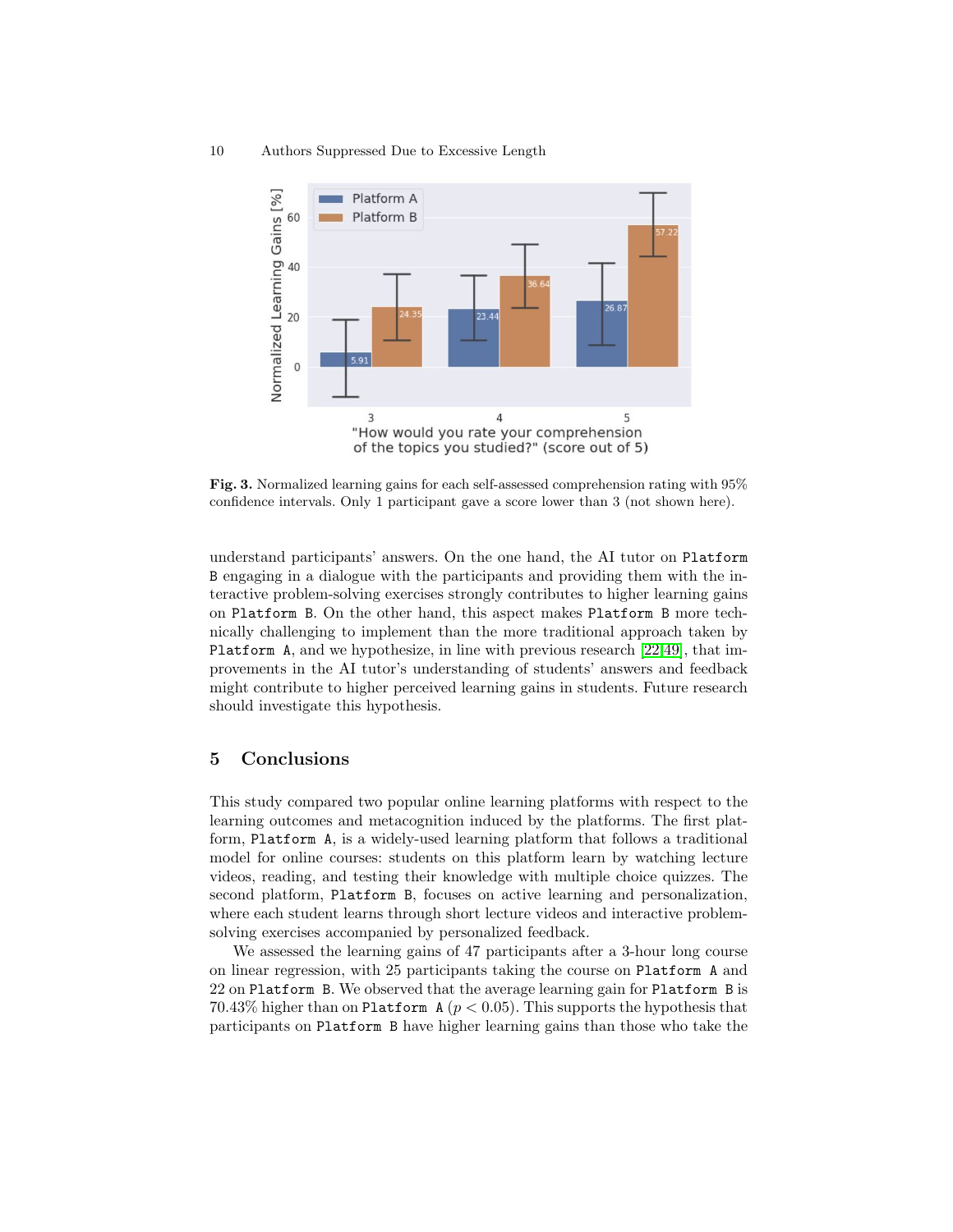Fig. 3. Normalized learning gains for each self-assessed comprehension rating with 95% confidence intervals. Only 1 participant gave a score lower than 3 (not shown here).

understand participants' answers. On the one hand, the AI tutor on `Platform B` engaging in a dialogue with the participants and providing them with the interactive problem-solving exercises strongly contributes to higher learning gains on `Platform B`. On the other hand, this aspect makes `Platform B` more technically challenging to implement than the more traditional approach taken by `Platform A`, and we hypothesize, in line with previous research [22,49], that improvements in the AI tutor's understanding of students' answers and feedback might contribute to higher perceived learning gains in students. Future research should investigate this hypothesis.

## 5 Conclusions

This study compared two popular online learning platforms with respect to the learning outcomes and metacognition induced by the platforms. The first platform, `Platform A`, is a widely-used learning platform that follows a traditional model for online courses: students on this platform learn by watching lecture videos, reading, and testing their knowledge with multiple choice quizzes. The second platform, `Platform B`, focuses on active learning and personalization, where each student learns through short lecture videos and interactive problem-solving exercises accompanied by personalized feedback.

We assessed the learning gains of 47 participants after a 3-hour long course on linear regression, with 25 participants taking the course on `Platform A` and 22 on `Platform B`. We observed that the average learning gain for `Platform B` is 70.43% higher than on `Platform A` ($p < 0.05$). This supports the hypothesis that participants on `Platform B` have higher learning gains than those who take the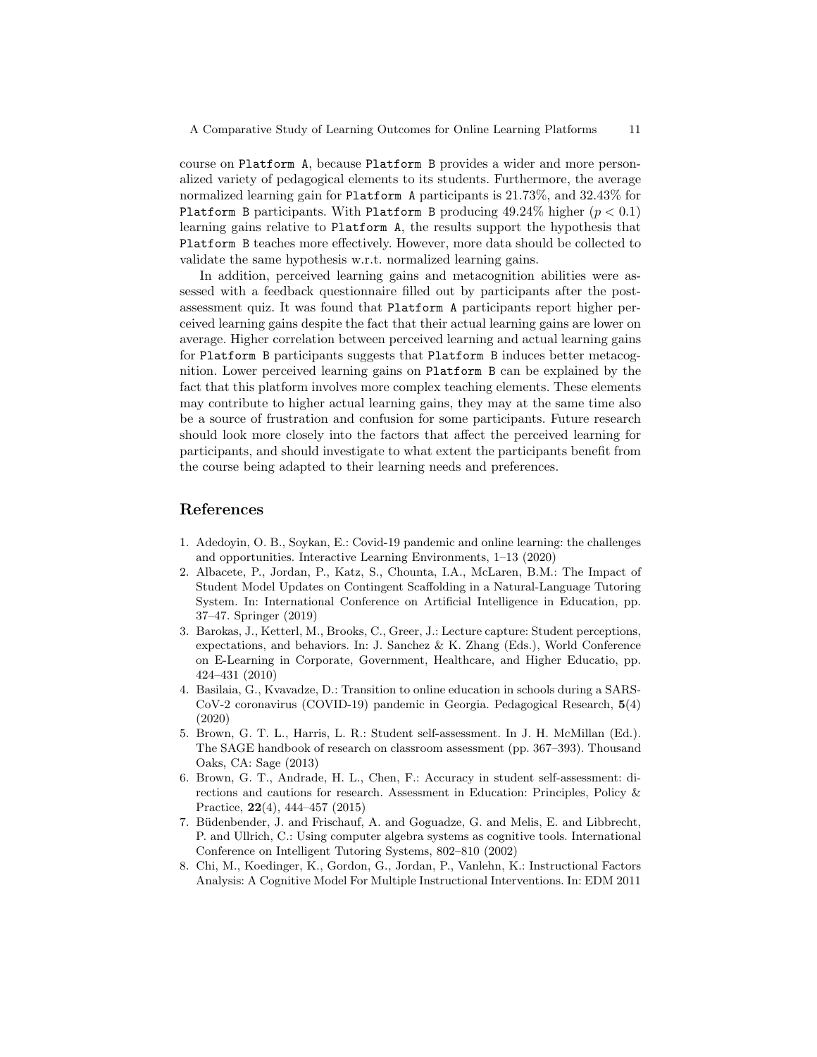course on `Platform A`, because `Platform B` provides a wider and more personalized variety of pedagogical elements to its students. Furthermore, the average normalized learning gain for `Platform A` participants is 21.73%, and 32.43% for `Platform B` participants. With `Platform B` producing 49.24% higher ($p < 0.1$) learning gains relative to `Platform A`, the results support the hypothesis that `Platform B` teaches more effectively. However, more data should be collected to validate the same hypothesis w.r.t. normalized learning gains.

In addition, perceived learning gains and metacognition abilities were assessed with a feedback questionnaire filled out by participants after the post-assessment quiz. It was found that `Platform A` participants report higher perceived learning gains despite the fact that their actual learning gains are lower on average. Higher correlation between perceived learning and actual learning gains for `Platform B` participants suggests that `Platform B` induces better metacognition. Lower perceived learning gains on `Platform B` can be explained by the fact that this platform involves more complex teaching elements. These elements may contribute to higher actual learning gains, they may at the same time also be a source of frustration and confusion for some participants. Future research should look more closely into the factors that affect the perceived learning for participants, and should investigate to what extent the participants benefit from the course being adapted to their learning needs and preferences.

## References

1. Adedoyin, O. B., Soykan, E.: Covid-19 pandemic and online learning: the challenges and opportunities. Interactive Learning Environments, 1–13 (2020)
2. Albacete, P., Jordan, P., Katz, S., Chounta, I.A., McLaren, B.M.: The Impact of Student Model Updates on Contingent Scaffolding in a Natural-Language Tutoring System. In: International Conference on Artificial Intelligence in Education, pp. 37–47. Springer (2019)
3. Barokas, J., Ketterl, M., Brooks, C., Greer, J.: Lecture capture: Student perceptions, expectations, and behaviors. In: J. Sanchez & K. Zhang (Eds.), World Conference on E-Learning in Corporate, Government, Healthcare, and Higher Educatio, pp. 424–431 (2010)
4. Basilaia, G., Kvavadze, D.: Transition to online education in schools during a SARS-CoV-2 coronavirus (COVID-19) pandemic in Georgia. Pedagogical Research, **5**(4) (2020)
5. Brown, G. T. L., Harris, L. R.: Student self-assessment. In J. H. McMillan (Ed.). The SAGE handbook of research on classroom assessment (pp. 367–393). Thousand Oaks, CA: Sage (2013)
6. Brown, G. T., Andrade, H. L., Chen, F.: Accuracy in student self-assessment: directions and cautions for research. Assessment in Education: Principles, Policy & Practice, **22**(4), 444–457 (2015)
7. Büdenbender, J. and Frischauf, A. and Goguadze, G. and Melis, E. and Libbrecht, P. and Ullrich, C.: Using computer algebra systems as cognitive tools. International Conference on Intelligent Tutoring Systems, 802–810 (2002)
8. Chi, M., Koedinger, K., Gordon, G., Jordan, P., Vanlehn, K.: Instructional Factors Analysis: A Cognitive Model For Multiple Instructional Interventions. In: EDM 2011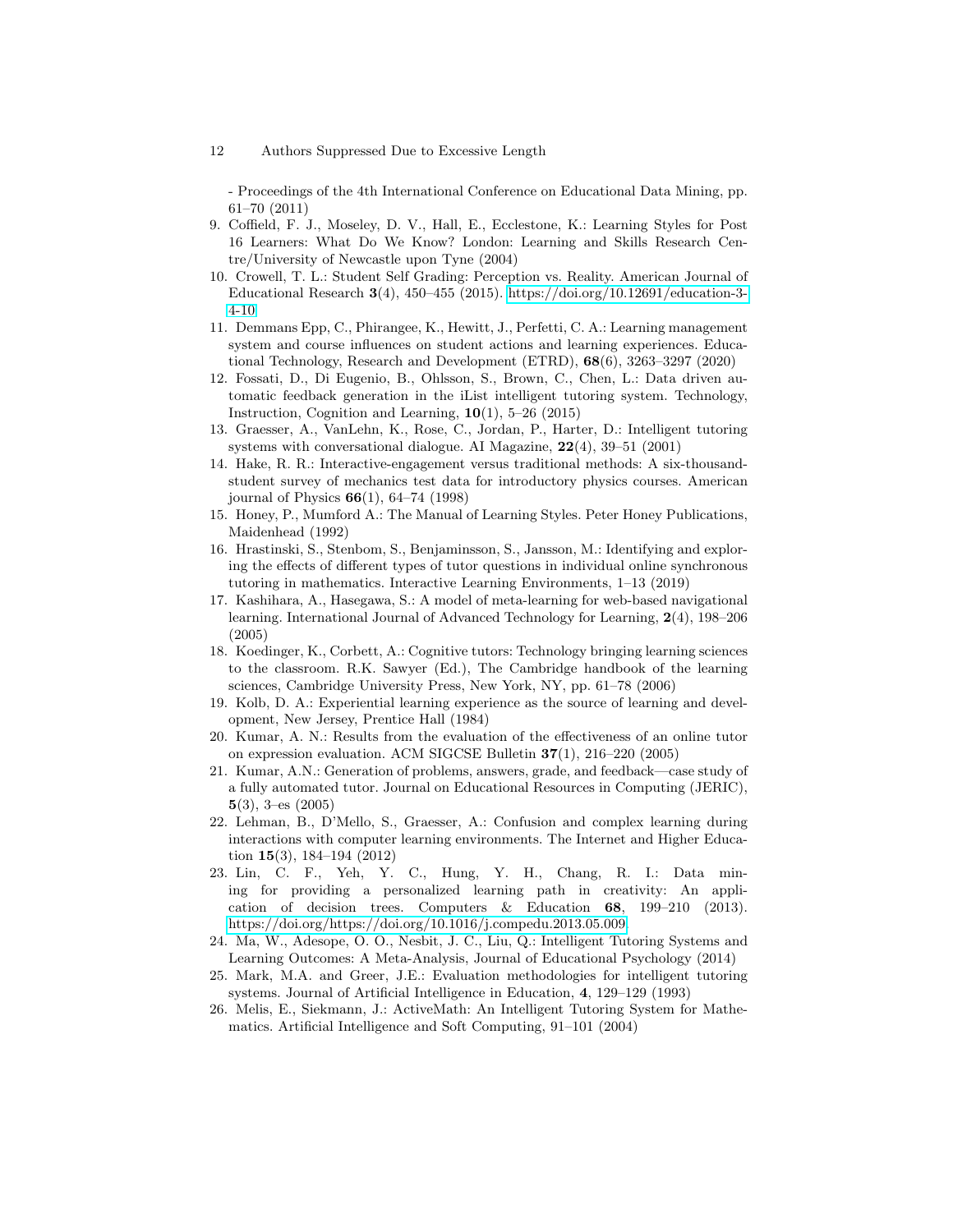- Proceedings of the 4th International Conference on Educational Data Mining, pp. 61–70 (2011)

9. Coffield, F. J., Moseley, D. V., Hall, E., Ecclestone, K.: Learning Styles for Post 16 Learners: What Do We Know? London: Learning and Skills Research Centre/University of Newcastle upon Tyne (2004)
10. Crowell, T. L.: Student Self Grading: Perception vs. Reality. American Journal of Educational Research **3**(4), 450–455 (2015). https://doi.org/10.12691/education-3-4-10
11. Demmans Epp, C., Phirangee, K., Hewitt, J., Perfetti, C. A.: Learning management system and course influences on student actions and learning experiences. Educational Technology, Research and Development (ETRD), **68**(6), 3263–3297 (2020)
12. Fossati, D., Di Eugenio, B., Ohlsson, S., Brown, C., Chen, L.: Data driven automatic feedback generation in the iList intelligent tutoring system. Technology, Instruction, Cognition and Learning, **10**(1), 5–26 (2015)
13. Graesser, A., VanLehn, K., Rose, C., Jordan, P., Harter, D.: Intelligent tutoring systems with conversational dialogue. AI Magazine, **22**(4), 39–51 (2001)
14. Hake, R. R.: Interactive-engagement versus traditional methods: A six-thousand-student survey of mechanics test data for introductory physics courses. American journal of Physics **66**(1), 64–74 (1998)
15. Honey, P., Mumford A.: The Manual of Learning Styles. Peter Honey Publications, Maidenhead (1992)
16. Hrastinski, S., Stenbom, S., Benjaminsson, S., Jansson, M.: Identifying and exploring the effects of different types of tutor questions in individual online synchronous tutoring in mathematics. Interactive Learning Environments, 1–13 (2019)
17. Kashihara, A., Hasegawa, S.: A model of meta-learning for web-based navigational learning. International Journal of Advanced Technology for Learning, **2**(4), 198–206 (2005)
18. Koedinger, K., Corbett, A.: Cognitive tutors: Technology bringing learning sciences to the classroom. R.K. Sawyer (Ed.), The Cambridge handbook of the learning sciences, Cambridge University Press, New York, NY, pp. 61–78 (2006)
19. Kolb, D. A.: Experiential learning experience as the source of learning and development, New Jersey, Prentice Hall (1984)
20. Kumar, A. N.: Results from the evaluation of the effectiveness of an online tutor on expression evaluation. ACM SIGCSE Bulletin **37**(1), 216–220 (2005)
21. Kumar, A.N.: Generation of problems, answers, grade, and feedback—case study of a fully automated tutor. Journal on Educational Resources in Computing (JERIC), **5**(3), 3–es (2005)
22. Lehman, B., D'Mello, S., Graesser, A.: Confusion and complex learning during interactions with computer learning environments. The Internet and Higher Education **15**(3), 184–194 (2012)
23. Lin, C. F., Yeh, Y. C., Hung, Y. H., Chang, R. I.: Data mining for providing a personalized learning path in creativity: An application of decision trees. Computers & Education **68**, 199–210 (2013). https://doi.org/https://doi.org/10.1016/j.compedu.2013.05.009
24. Ma, W., Adesope, O. O., Nesbit, J. C., Liu, Q.: Intelligent Tutoring Systems and Learning Outcomes: A Meta-Analysis, Journal of Educational Psychology (2014)
25. Mark, M.A. and Greer, J.E.: Evaluation methodologies for intelligent tutoring systems. Journal of Artificial Intelligence in Education, **4**, 129–129 (1993)
26. Melis, E., Siekmann, J.: ActiveMath: An Intelligent Tutoring System for Mathematics. Artificial Intelligence and Soft Computing, 91–101 (2004)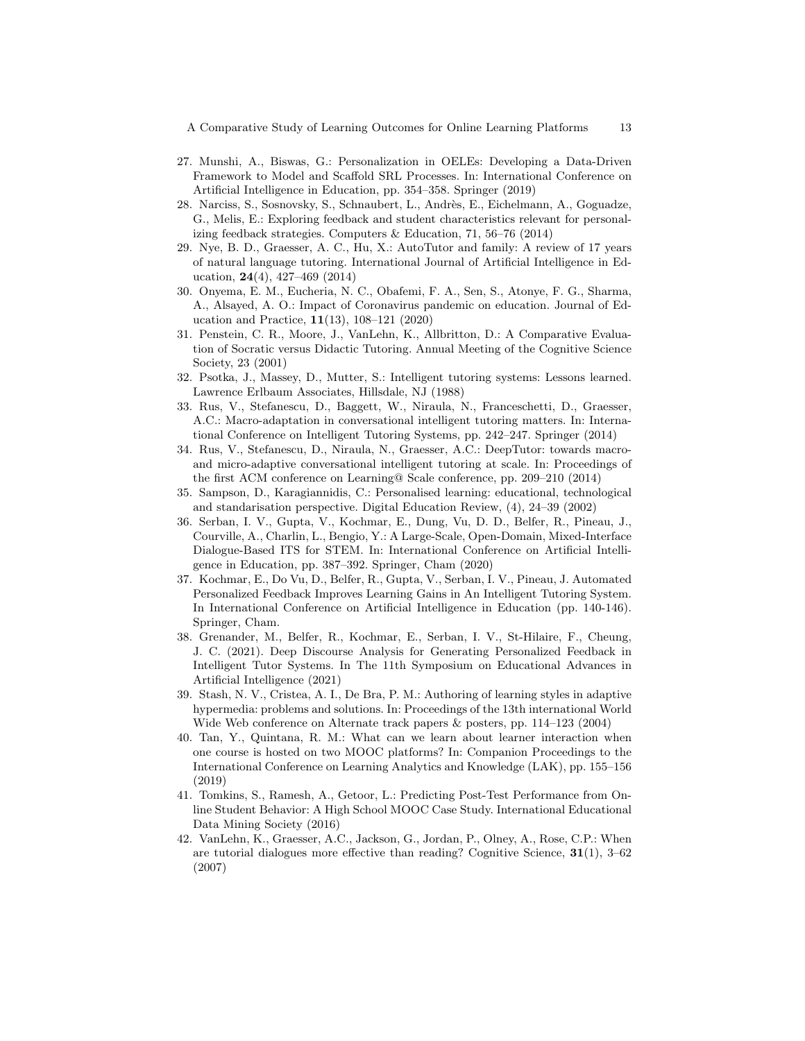27. Munshi, A., Biswas, G.: Personalization in OELEs: Developing a Data-Driven Framework to Model and Scaffold SRL Processes. In: International Conference on Artificial Intelligence in Education, pp. 354–358. Springer (2019)
28. Narciss, S., Sosnovsky, S., Schnaubert, L., Andrès, E., Eichelmann, A., Goguadze, G., Melis, E.: Exploring feedback and student characteristics relevant for personalizing feedback strategies. Computers & Education, 71, 56–76 (2014)
29. Nye, B. D., Graesser, A. C., Hu, X.: AutoTutor and family: A review of 17 years of natural language tutoring. International Journal of Artificial Intelligence in Education, **24**(4), 427–469 (2014)
30. Onyema, E. M., Eucheria, N. C., Obafemi, F. A., Sen, S., Atonye, F. G., Sharma, A., Alsayed, A. O.: Impact of Coronavirus pandemic on education. Journal of Education and Practice, **11**(13), 108–121 (2020)
31. Penstein, C. R., Moore, J., VanLehn, K., Allbritton, D.: A Comparative Evaluation of Socratic versus Didactic Tutoring. Annual Meeting of the Cognitive Science Society, 23 (2001)
32. Psotka, J., Massey, D., Mutter, S.: Intelligent tutoring systems: Lessons learned. Lawrence Erlbaum Associates, Hillsdale, NJ (1988)
33. Rus, V., Stefanescu, D., Baggett, W., Niraula, N., Franceschetti, D., Graesser, A.C.: Macro-adaptation in conversational intelligent tutoring matters. In: International Conference on Intelligent Tutoring Systems, pp. 242–247. Springer (2014)
34. Rus, V., Stefanescu, D., Niraula, N., Graesser, A.C.: DeepTutor: towards macro- and micro-adaptive conversational intelligent tutoring at scale. In: Proceedings of the first ACM conference on Learning@ Scale conference, pp. 209–210 (2014)
35. Sampson, D., Karagiannidis, C.: Personalised learning: educational, technological and standarisation perspective. Digital Education Review, (4), 24–39 (2002)
36. Serban, I. V., Gupta, V., Kochmar, E., Dung, Vu, D. D., Belfer, R., Pineau, J., Courville, A., Charlin, L., Bengio, Y.: A Large-Scale, Open-Domain, Mixed-Interface Dialogue-Based ITS for STEM. In: International Conference on Artificial Intelligence in Education, pp. 387–392. Springer, Cham (2020)
37. Kochmar, E., Do Vu, D., Belfer, R., Gupta, V., Serban, I. V., Pineau, J. Automated Personalized Feedback Improves Learning Gains in An Intelligent Tutoring System. In International Conference on Artificial Intelligence in Education (pp. 140-146). Springer, Cham.
38. Grenander, M., Belfer, R., Kochmar, E., Serban, I. V., St-Hilaire, F., Cheung, J. C. (2021). Deep Discourse Analysis for Generating Personalized Feedback in Intelligent Tutor Systems. In The 11th Symposium on Educational Advances in Artificial Intelligence (2021)
39. Stash, N. V., Cristea, A. I., De Bra, P. M.: Authoring of learning styles in adaptive hypermedia: problems and solutions. In: Proceedings of the 13th international World Wide Web conference on Alternate track papers & posters, pp. 114–123 (2004)
40. Tan, Y., Quintana, R. M.: What can we learn about learner interaction when one course is hosted on two MOOC platforms? In: Companion Proceedings to the International Conference on Learning Analytics and Knowledge (LAK), pp. 155–156 (2019)
41. Tomkins, S., Ramesh, A., Getoor, L.: Predicting Post-Test Performance from Online Student Behavior: A High School MOOC Case Study. International Educational Data Mining Society (2016)
42. VanLehn, K., Graesser, A.C., Jackson, G., Jordan, P., Olney, A., Rose, C.P.: When are tutorial dialogues more effective than reading? Cognitive Science, **31**(1), 3–62 (2007)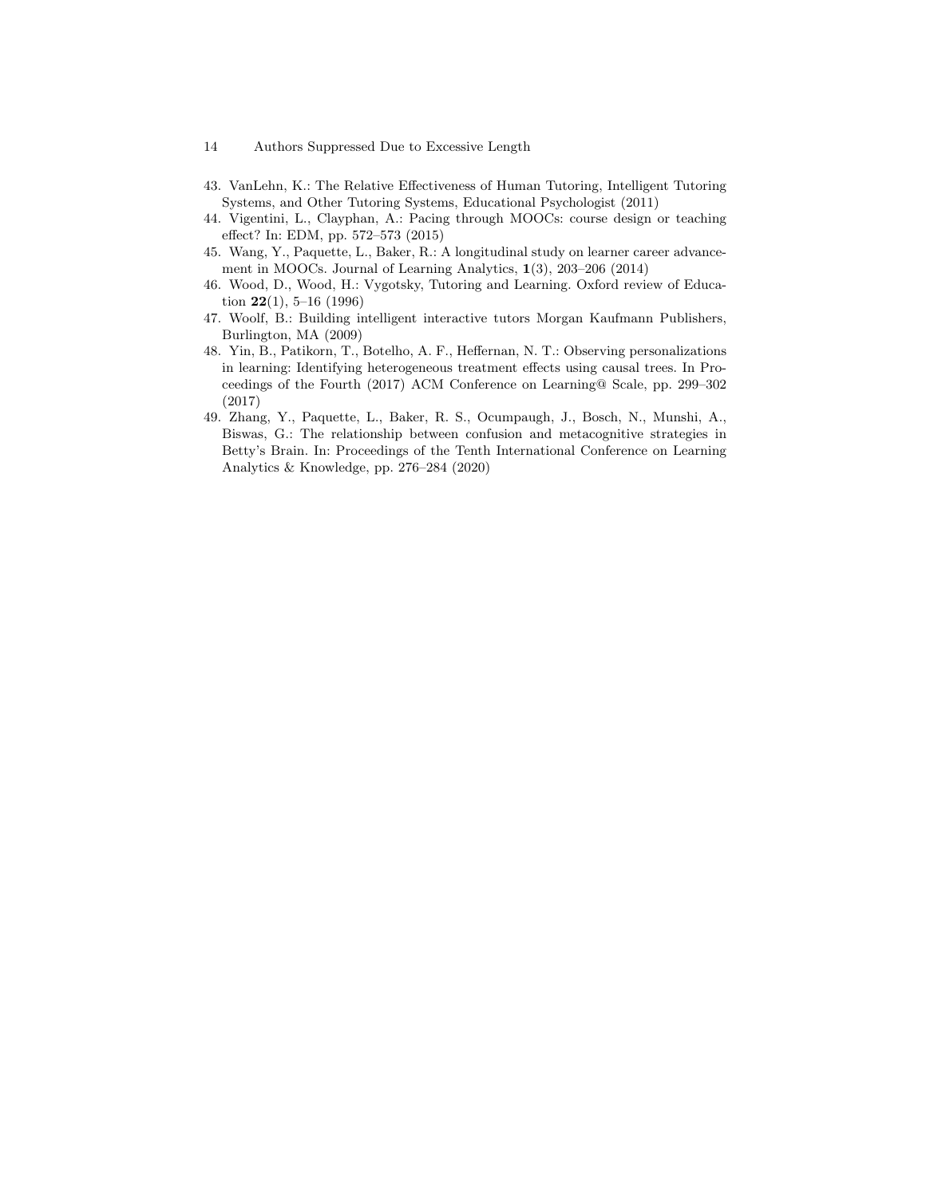43. VanLehn, K.: The Relative Effectiveness of Human Tutoring, Intelligent Tutoring Systems, and Other Tutoring Systems, Educational Psychologist (2011)
44. Vigentini, L., Clayphan, A.: Pacing through MOOCs: course design or teaching effect? In: EDM, pp. 572–573 (2015)
45. Wang, Y., Paquette, L., Baker, R.: A longitudinal study on learner career advancement in MOOCs. Journal of Learning Analytics, **1**(3), 203–206 (2014)
46. Wood, D., Wood, H.: Vygotsky, Tutoring and Learning. Oxford review of Education **22**(1), 5–16 (1996)
47. Woolf, B.: Building intelligent interactive tutors Morgan Kaufmann Publishers, Burlington, MA (2009)
48. Yin, B., Patikorn, T., Botelho, A. F., Heffernan, N. T.: Observing personalizations in learning: Identifying heterogeneous treatment effects using causal trees. In Proceedings of the Fourth (2017) ACM Conference on Learning@ Scale, pp. 299–302 (2017)
49. Zhang, Y., Paquette, L., Baker, R. S., Ocumpaugh, J., Bosch, N., Munshi, A., Biswas, G.: The relationship between confusion and metacognitive strategies in Betty's Brain. In: Proceedings of the Tenth International Conference on Learning Analytics & Knowledge, pp. 276–284 (2020)